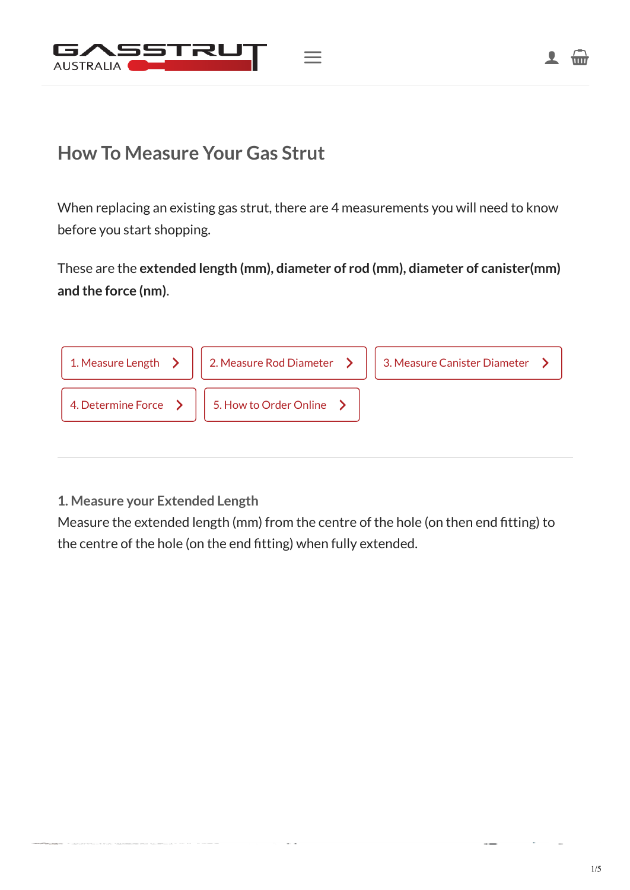GASSTRUT AUSTRALIA

# How To Measure Your Gas Strut

When replacing an existing gas strut, there are 4 measurements you will need to know before you start shopping.

These are the **extended length (mm), diameter of rod (mm), diameter of canister(mm) and the force (nm)**.

- 1. Measure Length
- 2. Measure Rod Diameter
- 3. Measure Canister Diameter
- 4. Determine Force
- 5. How to Order Online

---

### 1. Measure your Extended Length

Measure the extended length (mm) from the centre of the hole (on then end fitting) to the centre of the hole (on the end fitting) when fully extended.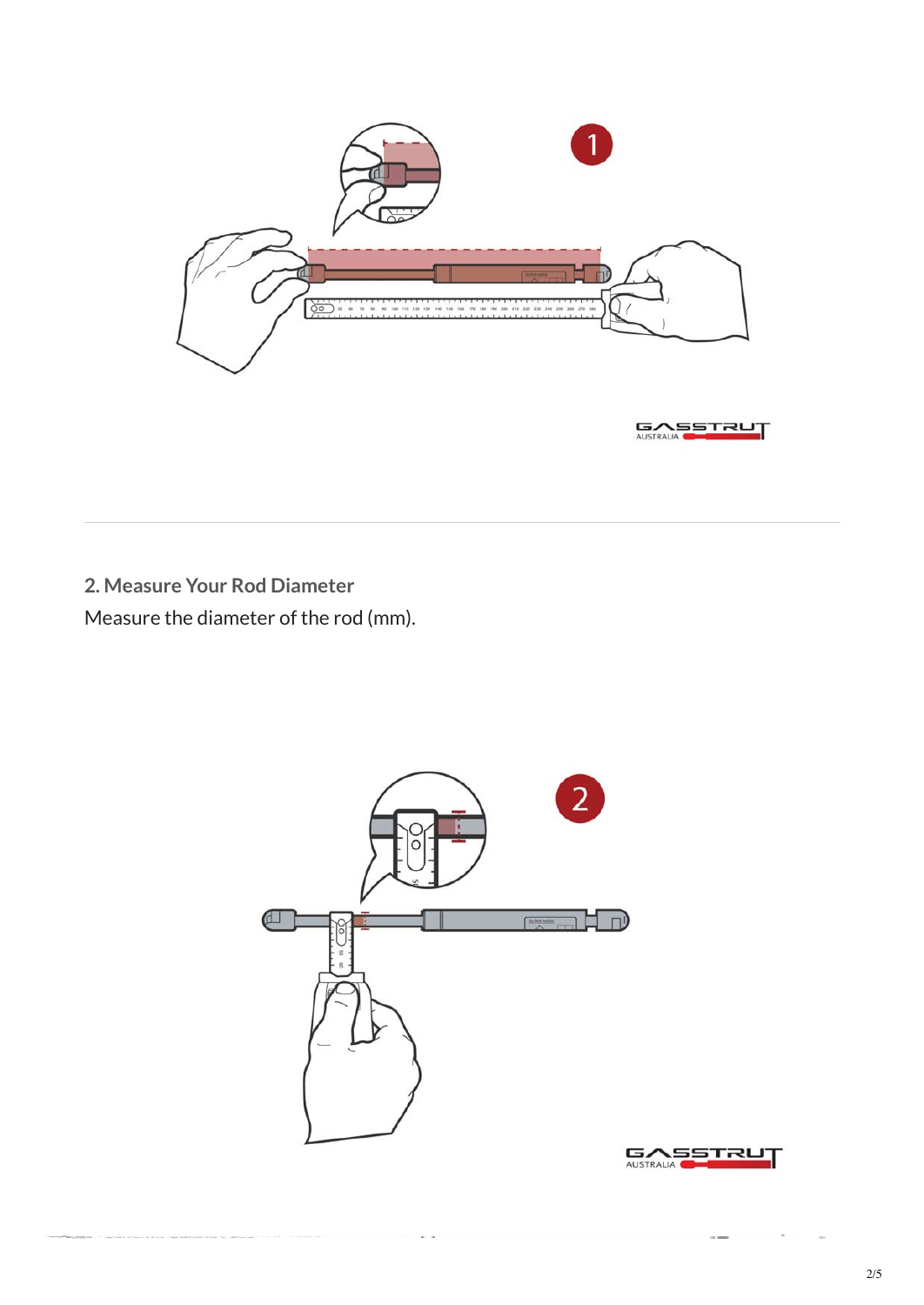## 2. Measure Your Rod Diameter

Measure the diameter of the rod (mm).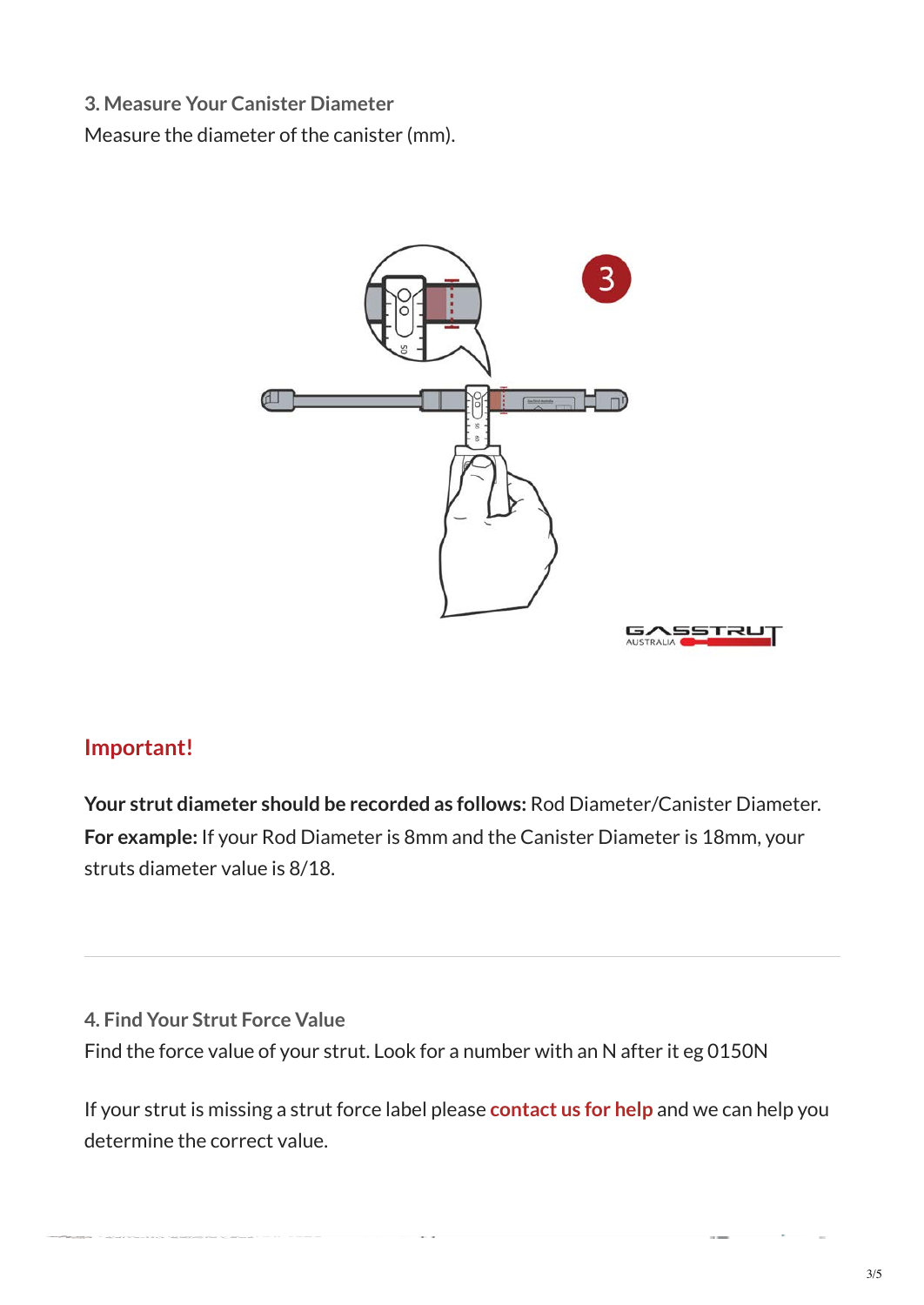### 3. Measure Your Canister Diameter

Measure the diameter of the canister (mm).

## Important!

**Your strut diameter should be recorded as follows:** Rod Diameter/Canister Diameter.
**For example:** If your Rod Diameter is 8mm and the Canister Diameter is 18mm, your struts diameter value is 8/18.

---

### 4. Find Your Strut Force Value

Find the force value of your strut. Look for a number with an N after it eg 0150N

If your strut is missing a strut force label please **contact us for help** and we can help you determine the correct value.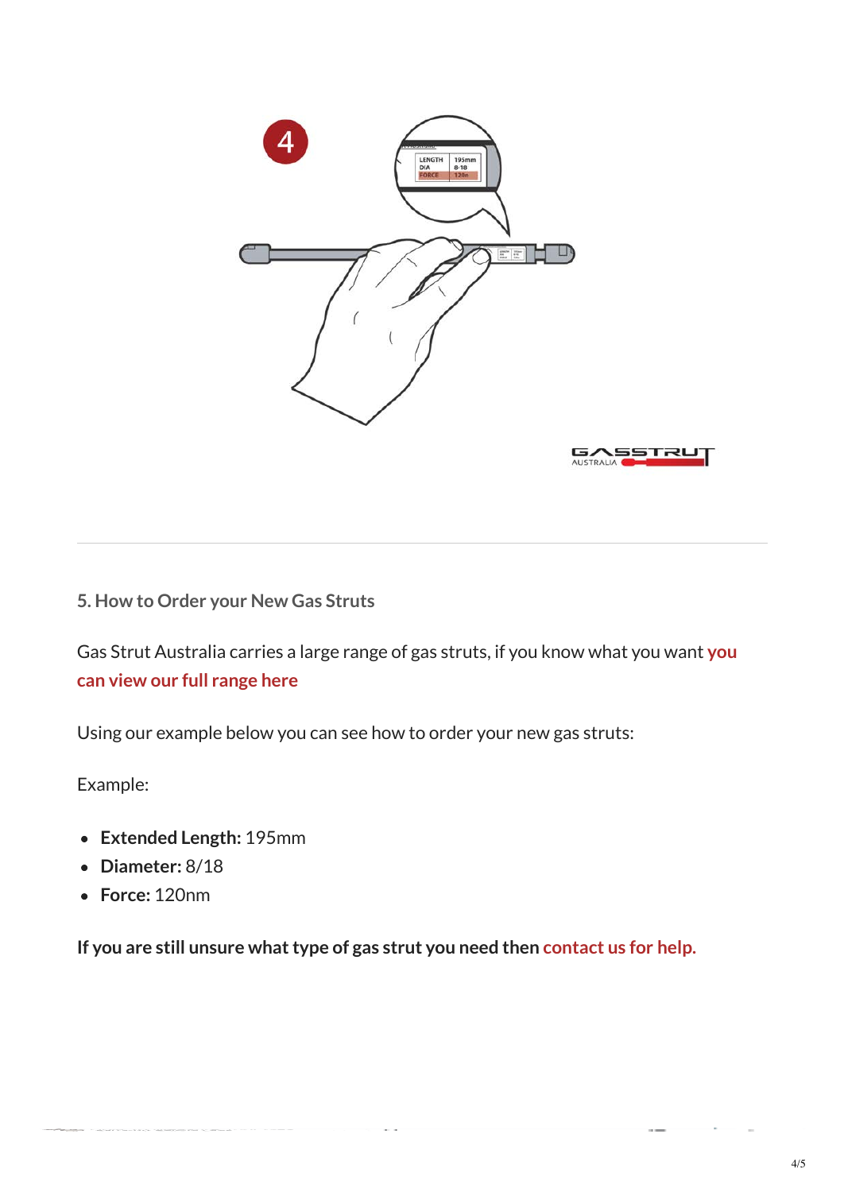### 5. How to Order your New Gas Struts

Gas Strut Australia carries a large range of gas struts, if you know what you want **you can view our full range here**

Using our example below you can see how to order your new gas struts:

Example:

- **Extended Length:** 195mm
- **Diameter:** 8/18
- **Force:** 120nm

**If you are still unsure what type of gas strut you need then contact us for help.**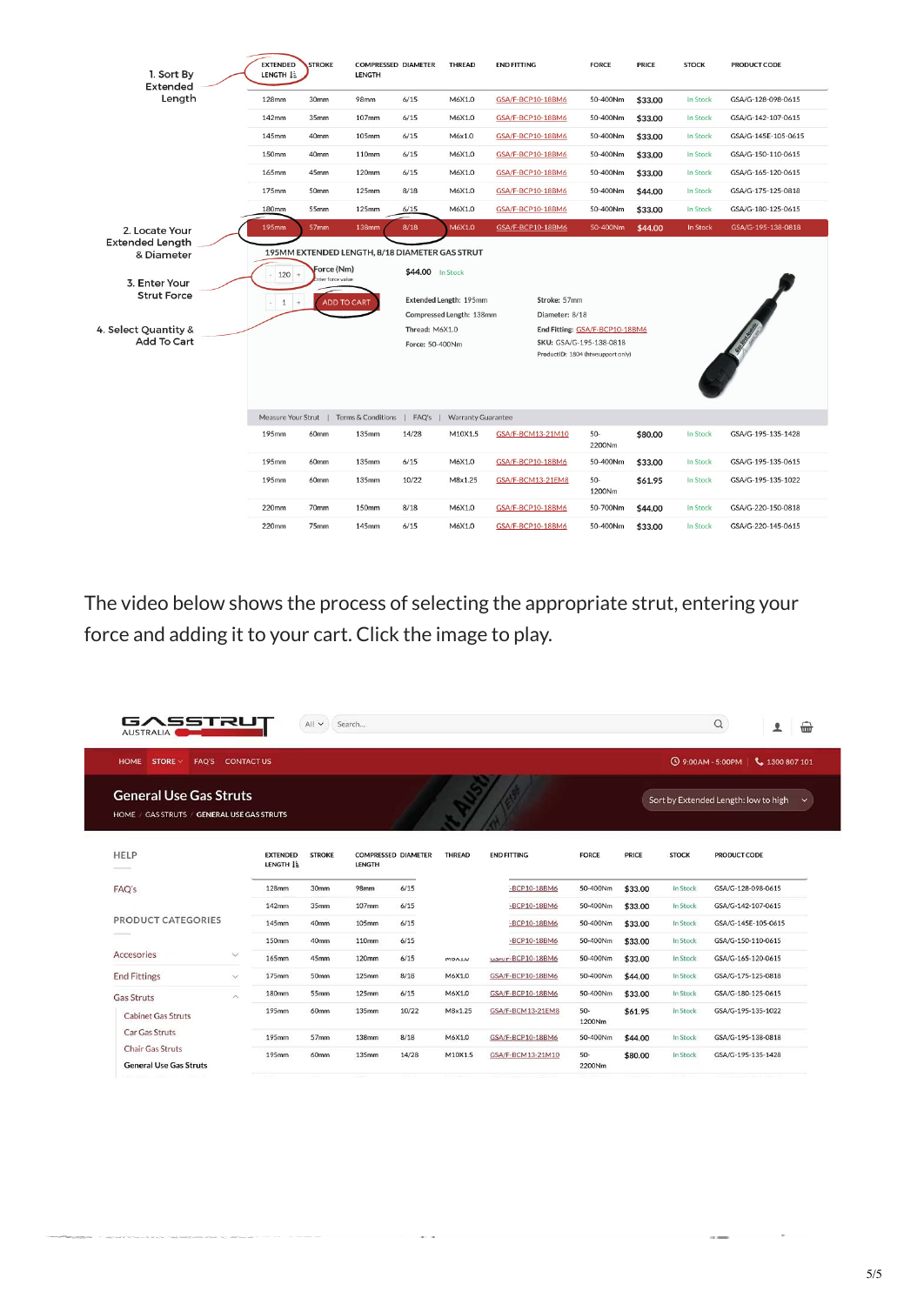1. Sort By Extended Length

2. Locate Your Extended Length & Diameter

3. Enter Your Strut Force

4. Select Quantity & Add To Cart

| EXTENDED LENGTH | STROKE | COMPRESSED LENGTH | DIAMETER | THREAD | END FITTING | FORCE | PRICE | STOCK | PRODUCT CODE |
|---|---|---|---|---|---|---|---|---|---|
| 128mm | 30mm | 98mm | 6/15 | M6X1.0 | GSA/F-BCP10-18BM6 | 50-400Nm | $33.00 | In Stock | GSA/G-128-098-0615 |
| 142mm | 35mm | 107mm | 6/15 | M6X1.0 | GSA/F-BCP10-18BM6 | 50-400Nm | $33.00 | In Stock | GSA/G-142-107-0615 |
| 145mm | 40mm | 105mm | 6/15 | M6x1.0 | GSA/F-BCP10-18BM6 | 50-400Nm | $33.00 | In Stock | GSA/G-145E-105-0615 |
| 150mm | 40mm | 110mm | 6/15 | M6X1.0 | GSA/F-BCP10-18BM6 | 50-400Nm | $33.00 | In Stock | GSA/G-150-110-0615 |
| 165mm | 45mm | 120mm | 6/15 | M6X1.0 | GSA/F-BCP10-18BM6 | 50-400Nm | $33.00 | In Stock | GSA/G-165-120-0615 |
| 175mm | 50mm | 125mm | 8/18 | M6X1.0 | GSA/F-BCP10-18BM6 | 50-400Nm | $44.00 | In Stock | GSA/G-175-125-0818 |
| 180mm | 55mm | 125mm | 6/15 | M6X1.0 | GSA/F-BCP10-18BM6 | 50-400Nm | $33.00 | In Stock | GSA/G-180-125-0615 |
| 195mm | 57mm | 138mm | 8/18 | M6X1.0 | GSA/F-BCP10-18BM6 | 50-400Nm | $44.00 | In Stock | GSA/G-195-138-0818 |

195MM EXTENDED LENGTH, 8/18 DIAMETER GAS STRUT

Force (Nm) 120 — Enter force value

$44.00 In Stock

1 ADD TO CART

Extended Length: 195mm
Compressed Length: 138mm
Thread: M6X1.0
Force: 50-400Nm

Stroke: 57mm
Diameter: 8/18
End Fitting: GSA/F-BCP10-18BM6
SKU: GSA/G-195-138-0818
ProductID: 1804 (htwsupport only)

Measure Your Strut | Terms & Conditions | FAQ's | Warranty Guarantee

| EXTENDED LENGTH | STROKE | COMPRESSED LENGTH | DIAMETER | THREAD | END FITTING | FORCE | PRICE | STOCK | PRODUCT CODE |
|---|---|---|---|---|---|---|---|---|---|
| 195mm | 60mm | 135mm | 14/28 | M10X1.5 | GSA/F-BCM13-21M10 | 50-2200Nm | $80.00 | In Stock | GSA/G-195-135-1428 |
| 195mm | 60mm | 135mm | 6/15 | M6X1.0 | GSA/F-BCP10-18BM6 | 50-400Nm | $33.00 | In Stock | GSA/G-195-135-0615 |
| 195mm | 60mm | 135mm | 10/22 | M8x1.25 | GSA/F-BCM13-21EM8 | 50-1200Nm | $61.95 | In Stock | GSA/G-195-135-1022 |
| 220mm | 70mm | 150mm | 8/18 | M6X1.0 | GSA/F-BCP10-18BM6 | 50-700Nm | $44.00 | In Stock | GSA/G-220-150-0818 |
| 220mm | 75mm | 145mm | 6/15 | M6X1.0 | GSA/F-BCP10-18BM6 | 50-400Nm | $33.00 | In Stock | GSA/G-220-145-0615 |

The video below shows the process of selecting the appropriate strut, entering your force and adding it to your cart. Click the image to play.

GASSTRUT AUSTRALIA

HOME STORE FAQ'S CONTACT US — 9:00AM - 5:00PM — 1300 807 101

General Use Gas Struts

HOME / GAS STRUTS / GENERAL USE GAS STRUTS

Sort by Extended Length: low to high

HELP
FAQ's

PRODUCT CATEGORIES
Accesories
End Fittings
Gas Struts
- Cabinet Gas Struts
- Car Gas Struts
- Chair Gas Struts
- General Use Gas Struts

| EXTENDED LENGTH | STROKE | COMPRESSED LENGTH | DIAMETER | THREAD | END FITTING | FORCE | PRICE | STOCK | PRODUCT CODE |
|---|---|---|---|---|---|---|---|---|---|
| 128mm | 30mm | 98mm | 6/15 | | -BCP10-18BM6 | 50-400Nm | $33.00 | In Stock | GSA/G-128-098-0615 |
| 142mm | 35mm | 107mm | 6/15 | | -BCP10-18BM6 | 50-400Nm | $33.00 | In Stock | GSA/G-142-107-0615 |
| 145mm | 40mm | 105mm | 6/15 | | -BCP10-18BM6 | 50-400Nm | $33.00 | In Stock | GSA/G-145E-105-0615 |
| 150mm | 40mm | 110mm | 6/15 | | -BCP10-18BM6 | 50-400Nm | $33.00 | In Stock | GSA/G-150-110-0615 |
| 165mm | 45mm | 120mm | 6/15 | M6X1.0 | GSA/F-BCP10-18BM6 | 50-400Nm | $33.00 | In Stock | GSA/G-165-120-0615 |
| 175mm | 50mm | 125mm | 8/18 | M6X1.0 | GSA/F-BCP10-18BM6 | 50-400Nm | $44.00 | In Stock | GSA/G-175-125-0818 |
| 180mm | 55mm | 125mm | 6/15 | M6X1.0 | GSA/F-BCP10-18BM6 | 50-400Nm | $33.00 | In Stock | GSA/G-180-125-0615 |
| 195mm | 60mm | 135mm | 10/22 | M8x1.25 | GSA/F-BCM13-21EM8 | 50-1200Nm | $61.95 | In Stock | GSA/G-195-135-1022 |
| 195mm | 57mm | 138mm | 8/18 | M6X1.0 | GSA/F-BCP10-18BM6 | 50-400Nm | $44.00 | In Stock | GSA/G-195-138-0818 |
| 195mm | 60mm | 135mm | 14/28 | M10X1.5 | GSA/F-BCM13-21M10 | 50-2200Nm | $80.00 | In Stock | GSA/G-195-135-1428 |